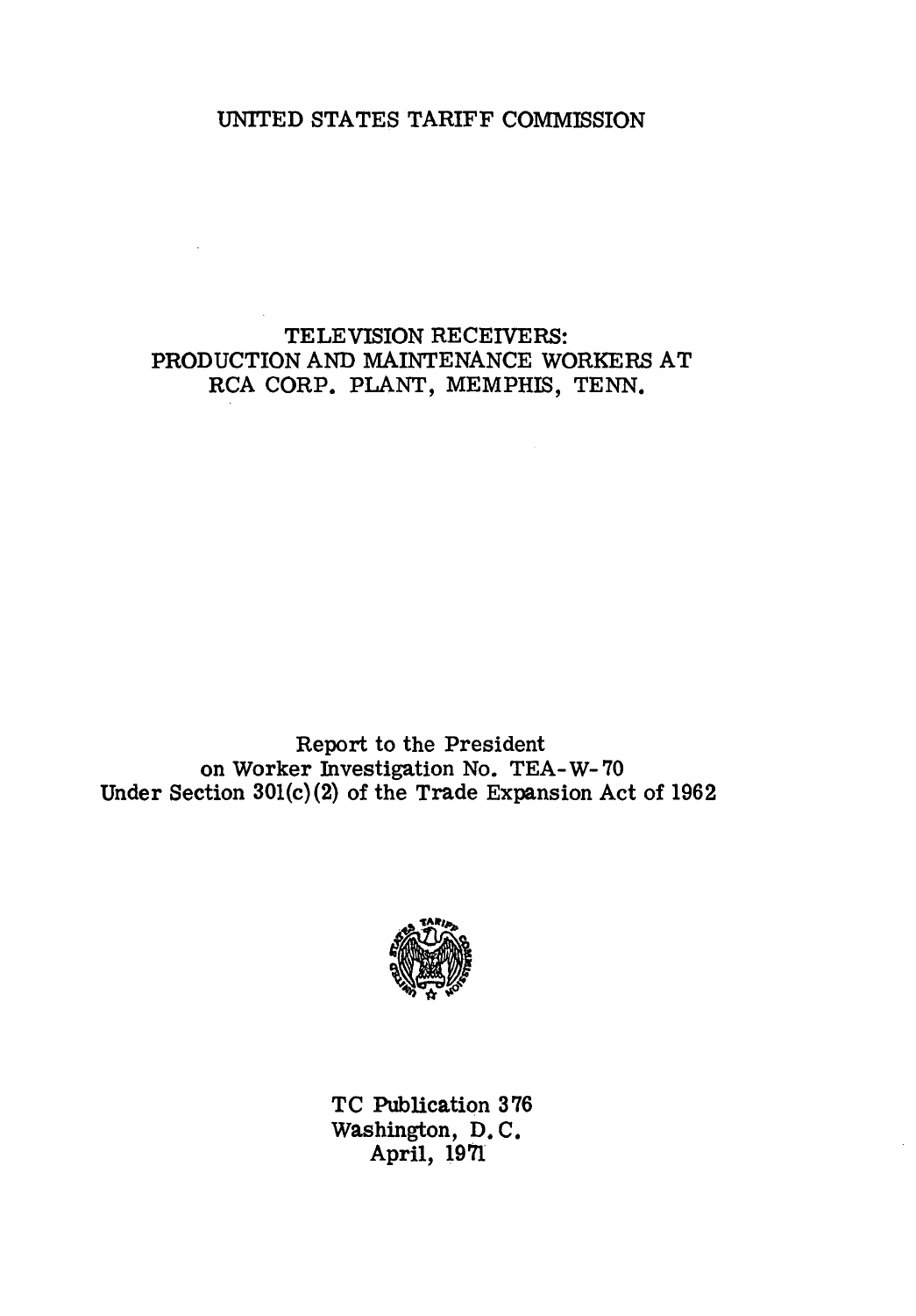UNITED STATES TARIFF COMMISSION

# TELEVISION RECEIVERS: PRODUCTION AND MAINTENANCE WORKERS AT RCA CORP. PLANT, MEMPHIS, TENN.

Report to the President
on Worker Investigation No. TEA-W-70
Under Section 301(c)(2) of the Trade Expansion Act of 1962

TC Publication 376
Washington, D.C.
April, 1971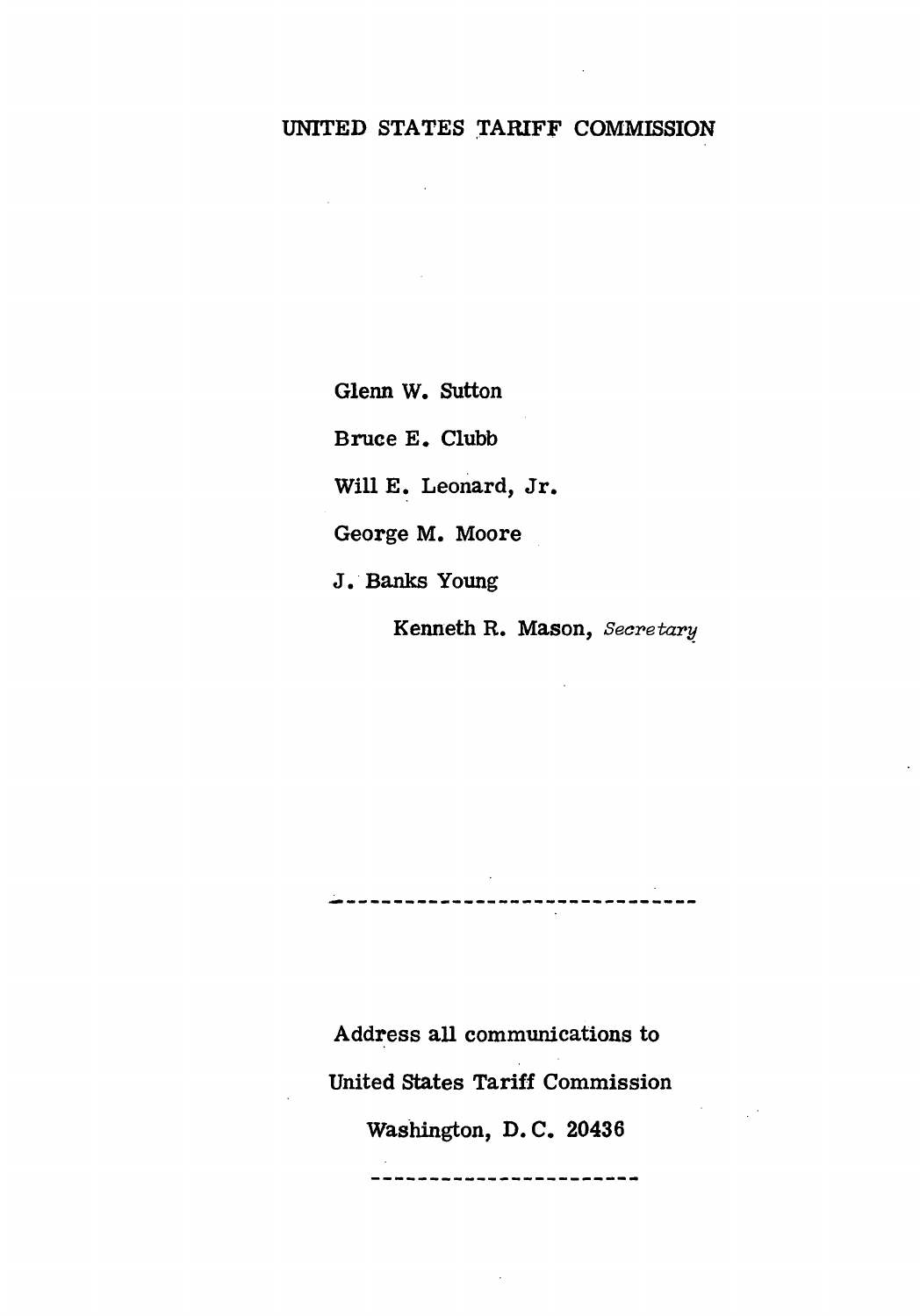UNITED STATES TARIFF COMMISSION

Glenn W. Sutton

Bruce E. Clubb

Will E. Leonard, Jr.

George M. Moore

J. Banks Young

Kenneth R. Mason, *Secretary*

---

Address all communications to

United States Tariff Commission

Washington, D. C. 20436

---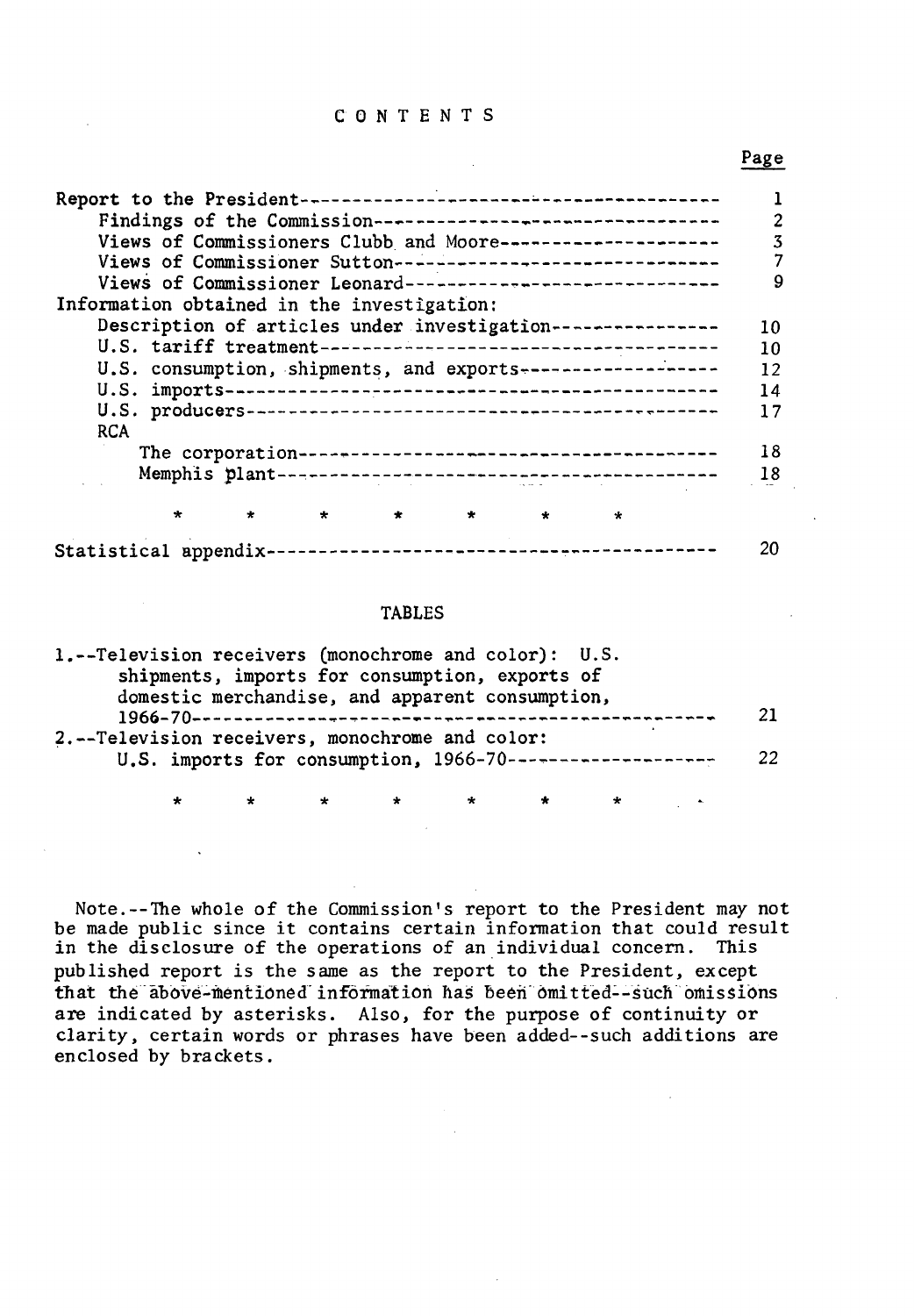# CONTENTS

| | Page |
|---|---|
| Report to the President | 1 |
| Findings of the Commission | 2 |
| Views of Commissioners Clubb and Moore | 3 |
| Views of Commissioner Sutton | 7 |
| Views of Commissioner Leonard | 9 |
| Information obtained in the investigation: | |
| Description of articles under investigation | 10 |
| U.S. tariff treatment | 10 |
| U.S. consumption, shipments, and exports | 12 |
| U.S. imports | 14 |
| U.S. producers | 17 |
| RCA | |
| The corporation | 18 |
| Memphis plant | 18 |

\* \* \* \* \* \* \*

| | |
|---|---|
| Statistical appendix | 20 |

## TABLES

| | |
|---|---|
| 1.--Television receivers (monochrome and color): U.S. shipments, imports for consumption, exports of domestic merchandise, and apparent consumption, 1966-70 | 21 |
| 2.--Television receivers, monochrome and color: U.S. imports for consumption, 1966-70 | 22 |

\* \* \* \* \* \* \*

Note.--The whole of the Commission's report to the President may not be made public since it contains certain information that could result in the disclosure of the operations of an individual concern. This published report is the same as the report to the President, except that the above-mentioned information has been omitted--such omissions are indicated by asterisks. Also, for the purpose of continuity or clarity, certain words or phrases have been added--such additions are enclosed by brackets.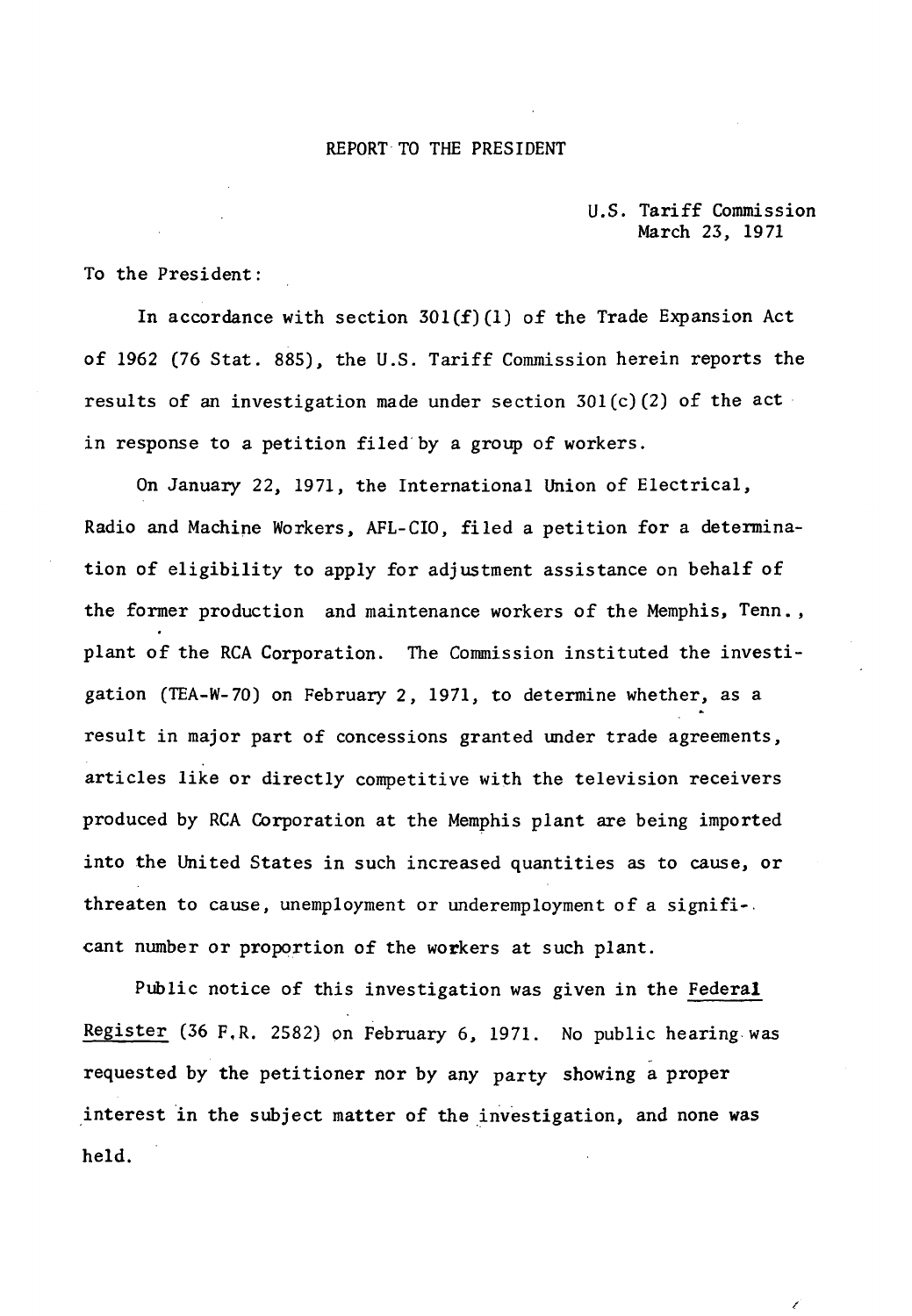# REPORT TO THE PRESIDENT

U.S. Tariff Commission
March 23, 1971

To the President:

In accordance with section 301(f)(1) of the Trade Expansion Act of 1962 (76 Stat. 885), the U.S. Tariff Commission herein reports the results of an investigation made under section 301(c)(2) of the act in response to a petition filed by a group of workers.

On January 22, 1971, the International Union of Electrical, Radio and Machine Workers, AFL-CIO, filed a petition for a determination of eligibility to apply for adjustment assistance on behalf of the former production and maintenance workers of the Memphis, Tenn., plant of the RCA Corporation. The Commission instituted the investigation (TEA-W-70) on February 2, 1971, to determine whether, as a result in major part of concessions granted under trade agreements, articles like or directly competitive with the television receivers produced by RCA Corporation at the Memphis plant are being imported into the United States in such increased quantities as to cause, or threaten to cause, unemployment or underemployment of a significant number or proportion of the workers at such plant.

Public notice of this investigation was given in the Federal Register (36 F.R. 2582) on February 6, 1971. No public hearing was requested by the petitioner nor by any party showing a proper interest in the subject matter of the investigation, and none was held.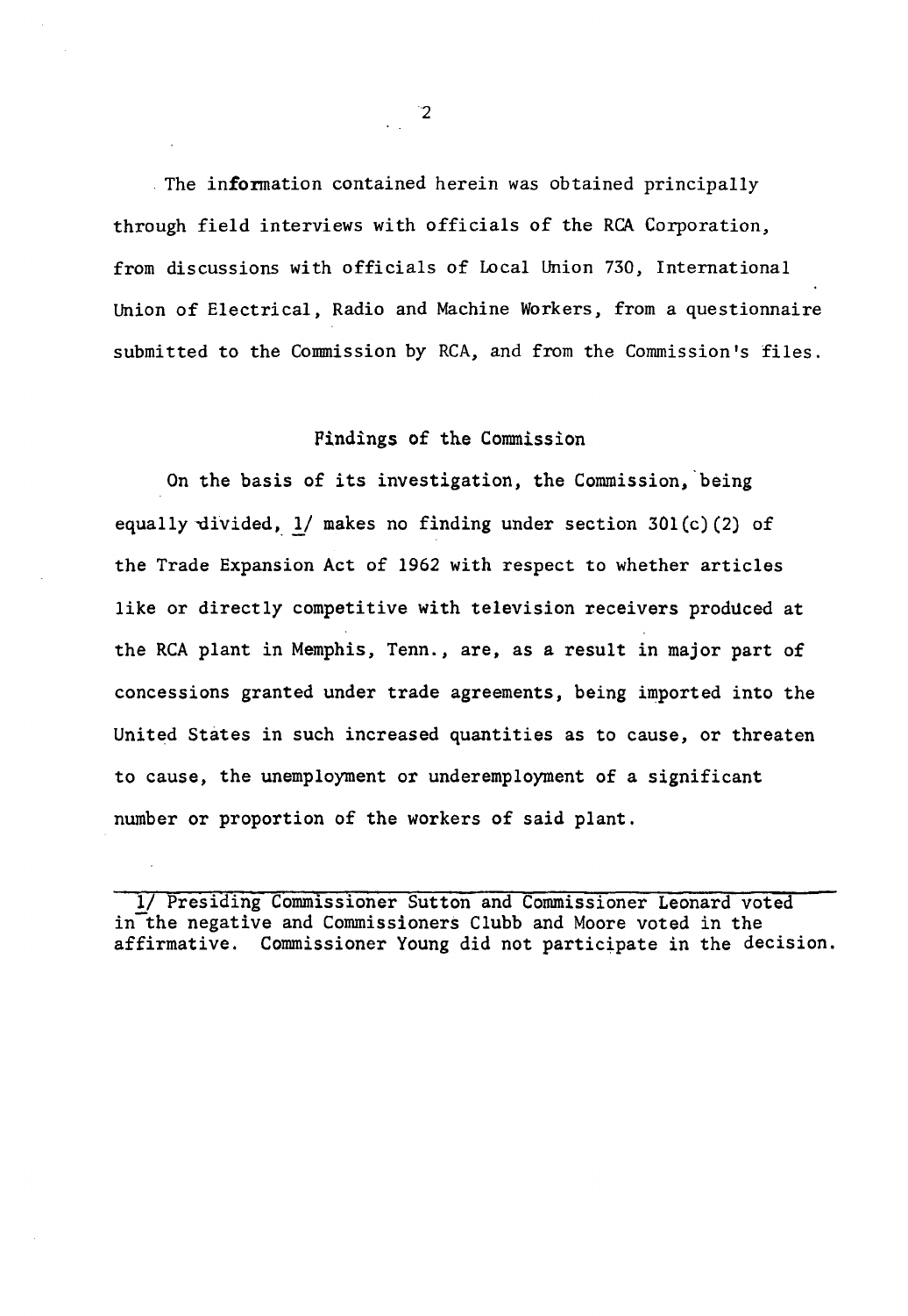The information contained herein was obtained principally through field interviews with officials of the RCA Corporation, from discussions with officials of Local Union 730, International Union of Electrical, Radio and Machine Workers, from a questionnaire submitted to the Commission by RCA, and from the Commission's files.

## Findings of the Commission

On the basis of its investigation, the Commission, being equally divided, 1/ makes no finding under section 301(c)(2) of the Trade Expansion Act of 1962 with respect to whether articles like or directly competitive with television receivers produced at the RCA plant in Memphis, Tenn., are, as a result in major part of concessions granted under trade agreements, being imported into the United States in such increased quantities as to cause, or threaten to cause, the unemployment or underemployment of a significant number or proportion of the workers of said plant.

---

1/ Presiding Commissioner Sutton and Commissioner Leonard voted in the negative and Commissioners Clubb and Moore voted in the affirmative. Commissioner Young did not participate in the decision.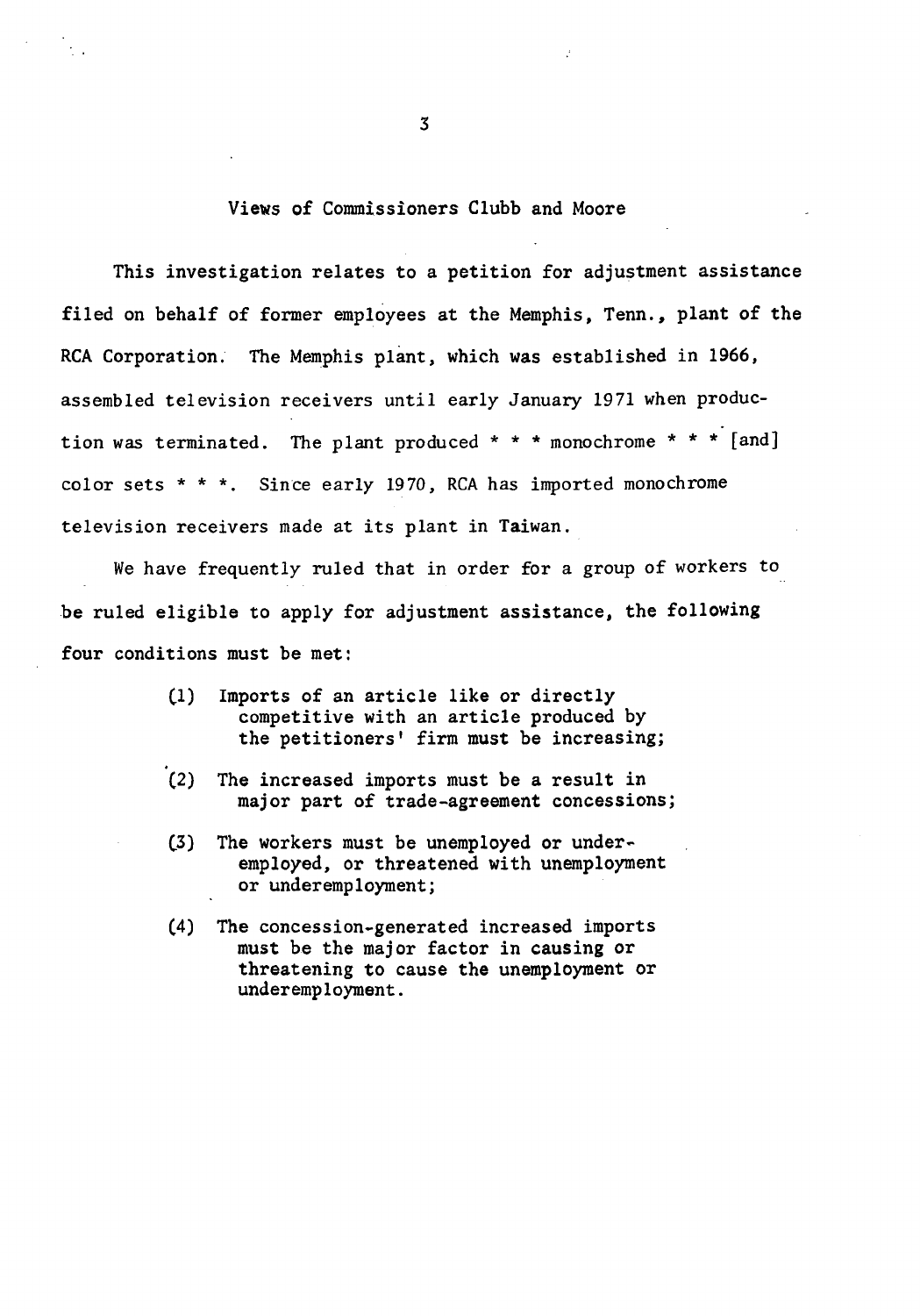## Views of Commissioners Clubb and Moore

This investigation relates to a petition for adjustment assistance filed on behalf of former employees at the Memphis, Tenn., plant of the RCA Corporation. The Memphis plant, which was established in 1966, assembled television receivers until early January 1971 when production was terminated. The plant produced * * * monochrome * * * [and] color sets * * *. Since early 1970, RCA has imported monochrome television receivers made at its plant in Taiwan.

We have frequently ruled that in order for a group of workers to be ruled eligible to apply for adjustment assistance, the following four conditions must be met:

> (1) Imports of an article like or directly competitive with an article produced by the petitioners' firm must be increasing;
>
> (2) The increased imports must be a result in major part of trade-agreement concessions;
>
> (3) The workers must be unemployed or underemployed, or threatened with unemployment or underemployment;
>
> (4) The concession-generated increased imports must be the major factor in causing or threatening to cause the unemployment or underemployment.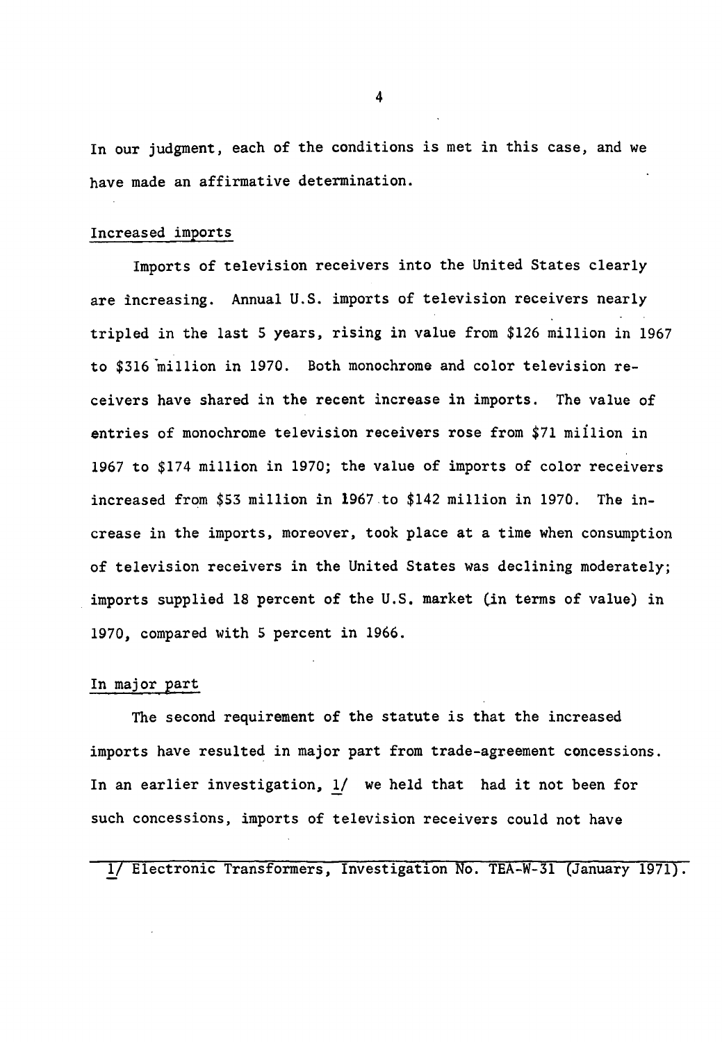In our judgment, each of the conditions is met in this case, and we have made an affirmative determination.

Increased imports

Imports of television receivers into the United States clearly are increasing. Annual U.S. imports of television receivers nearly tripled in the last 5 years, rising in value from $126 million in 1967 to $316 million in 1970. Both monochrome and color television receivers have shared in the recent increase in imports. The value of entries of monochrome television receivers rose from $71 million in 1967 to $174 million in 1970; the value of imports of color receivers increased from $53 million in 1967 to $142 million in 1970. The increase in the imports, moreover, took place at a time when consumption of television receivers in the United States was declining moderately; imports supplied 18 percent of the U.S. market (in terms of value) in 1970, compared with 5 percent in 1966.

In major part

The second requirement of the statute is that the increased imports have resulted in major part from trade-agreement concessions. In an earlier investigation, 1/ we held that had it not been for such concessions, imports of television receivers could not have

1/ Electronic Transformers, Investigation No. TEA-W-31 (January 1971).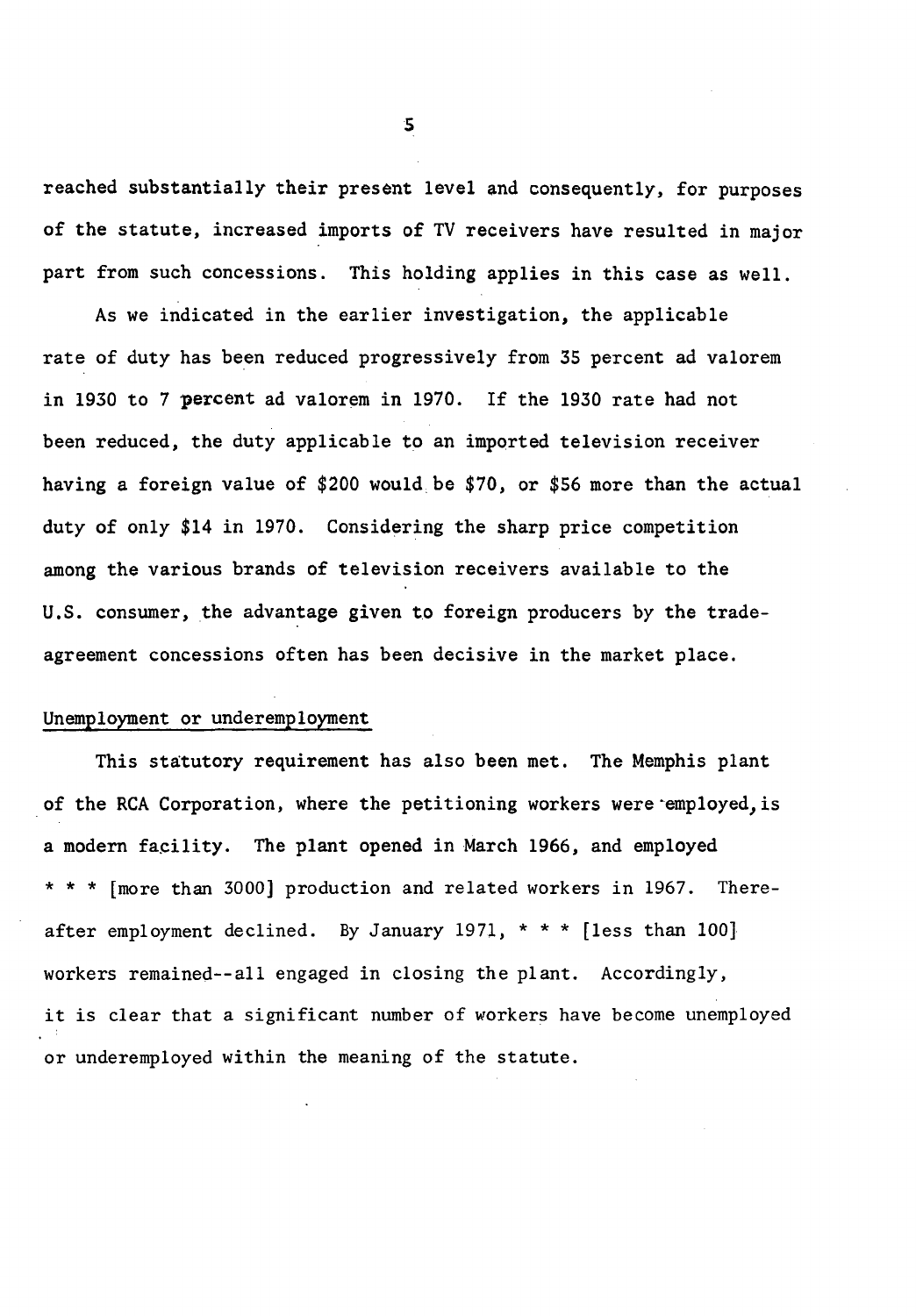reached substantially their present level and consequently, for purposes of the statute, increased imports of TV receivers have resulted in major part from such concessions. This holding applies in this case as well.

As we indicated in the earlier investigation, the applicable rate of duty has been reduced progressively from 35 percent ad valorem in 1930 to 7 percent ad valorem in 1970. If the 1930 rate had not been reduced, the duty applicable to an imported television receiver having a foreign value of $200 would be $70, or $56 more than the actual duty of only $14 in 1970. Considering the sharp price competition among the various brands of television receivers available to the U.S. consumer, the advantage given to foreign producers by the trade-agreement concessions often has been decisive in the market place.

Unemployment or underemployment

This statutory requirement has also been met. The Memphis plant of the RCA Corporation, where the petitioning workers were employed, is a modern facility. The plant opened in March 1966, and employed * * * [more than 3000] production and related workers in 1967. Thereafter employment declined. By January 1971, * * * [less than 100] workers remained--all engaged in closing the plant. Accordingly, it is clear that a significant number of workers have become unemployed or underemployed within the meaning of the statute.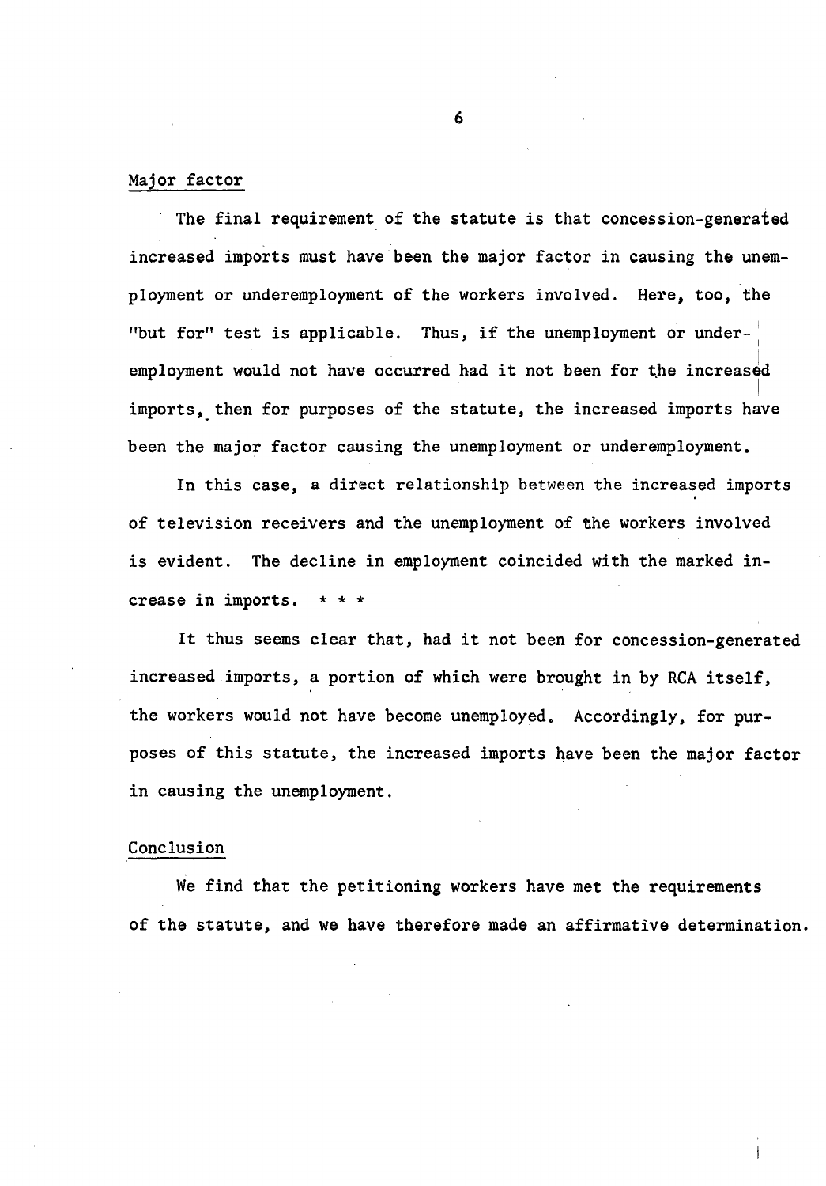## Major factor

The final requirement of the statute is that concession-generated increased imports must have been the major factor in causing the unemployment or underemployment of the workers involved. Here, too, the "but for" test is applicable. Thus, if the unemployment or underemployment would not have occurred had it not been for the increased imports, then for purposes of the statute, the increased imports have been the major factor causing the unemployment or underemployment.

In this case, a direct relationship between the increased imports of television receivers and the unemployment of the workers involved is evident. The decline in employment coincided with the marked increase in imports. * * *

It thus seems clear that, had it not been for concession-generated increased imports, a portion of which were brought in by RCA itself, the workers would not have become unemployed. Accordingly, for purposes of this statute, the increased imports have been the major factor in causing the unemployment.

## Conclusion

We find that the petitioning workers have met the requirements of the statute, and we have therefore made an affirmative determination.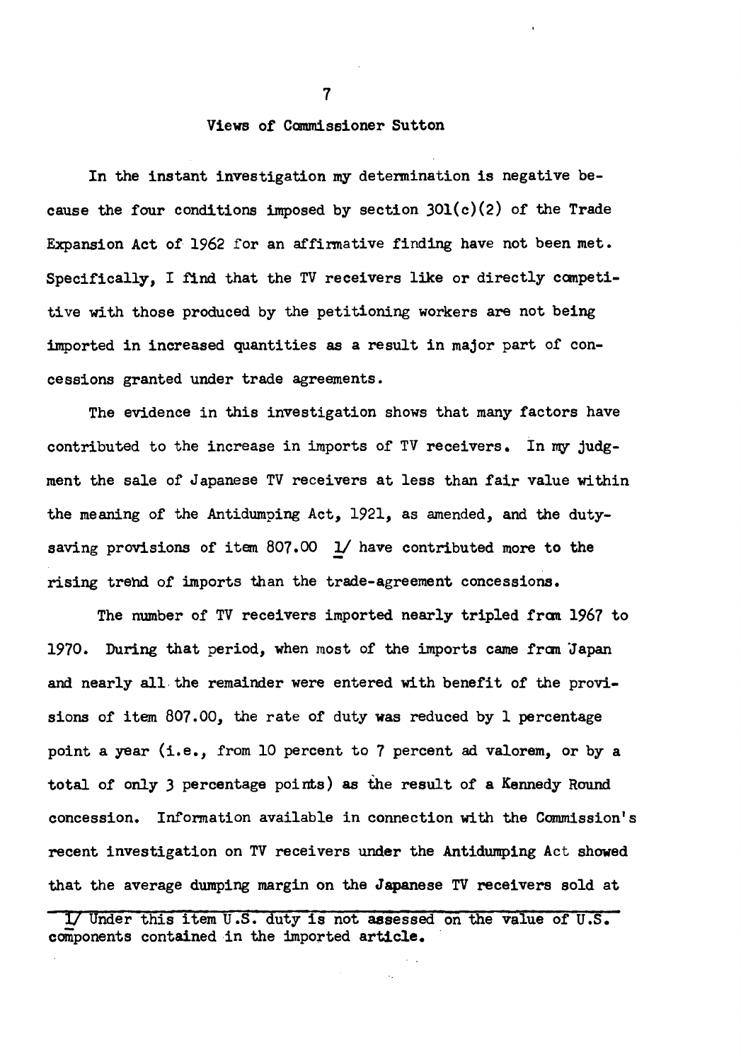## Views of Commissioner Sutton

In the instant investigation my determination is negative because the four conditions imposed by section 301(c)(2) of the Trade Expansion Act of 1962 for an affirmative finding have not been met. Specifically, I find that the TV receivers like or directly competitive with those produced by the petitioning workers are not being imported in increased quantities as a result in major part of concessions granted under trade agreements.

The evidence in this investigation shows that many factors have contributed to the increase in imports of TV receivers. In my judgment the sale of Japanese TV receivers at less than fair value within the meaning of the Antidumping Act, 1921, as amended, and the duty-saving provisions of item 807.00 1/ have contributed more to the rising trend of imports than the trade-agreement concessions.

The number of TV receivers imported nearly tripled from 1967 to 1970. During that period, when most of the imports came from Japan and nearly all the remainder were entered with benefit of the provisions of item 807.00, the rate of duty was reduced by 1 percentage point a year (i.e., from 10 percent to 7 percent ad valorem, or by a total of only 3 percentage points) as the result of a Kennedy Round concession. Information available in connection with the Commission's recent investigation on TV receivers under the Antidumping Act showed that the average dumping margin on the Japanese TV receivers sold at

---

1/ Under this item U.S. duty is not assessed on the value of U.S. components contained in the imported article.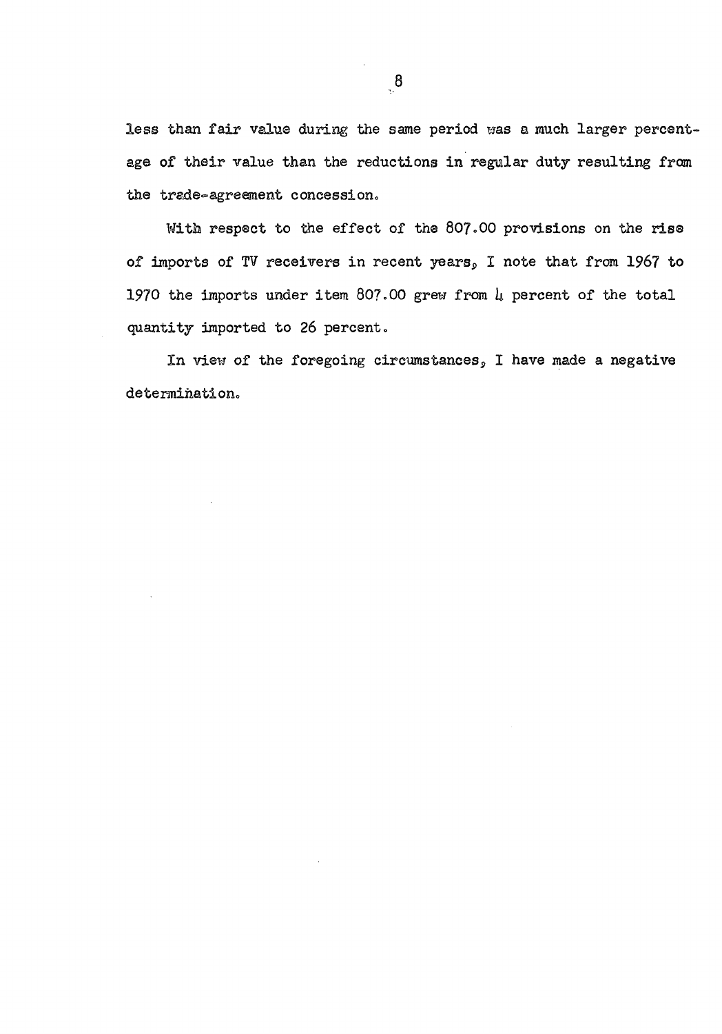less than fair value during the same period was a much larger percentage of their value than the reductions in regular duty resulting from the trade-agreement concession.

With respect to the effect of the 807.00 provisions on the rise of imports of TV receivers in recent years, I note that from 1967 to 1970 the imports under item 807.00 grew from 4 percent of the total quantity imported to 26 percent.

In view of the foregoing circumstances, I have made a negative determination.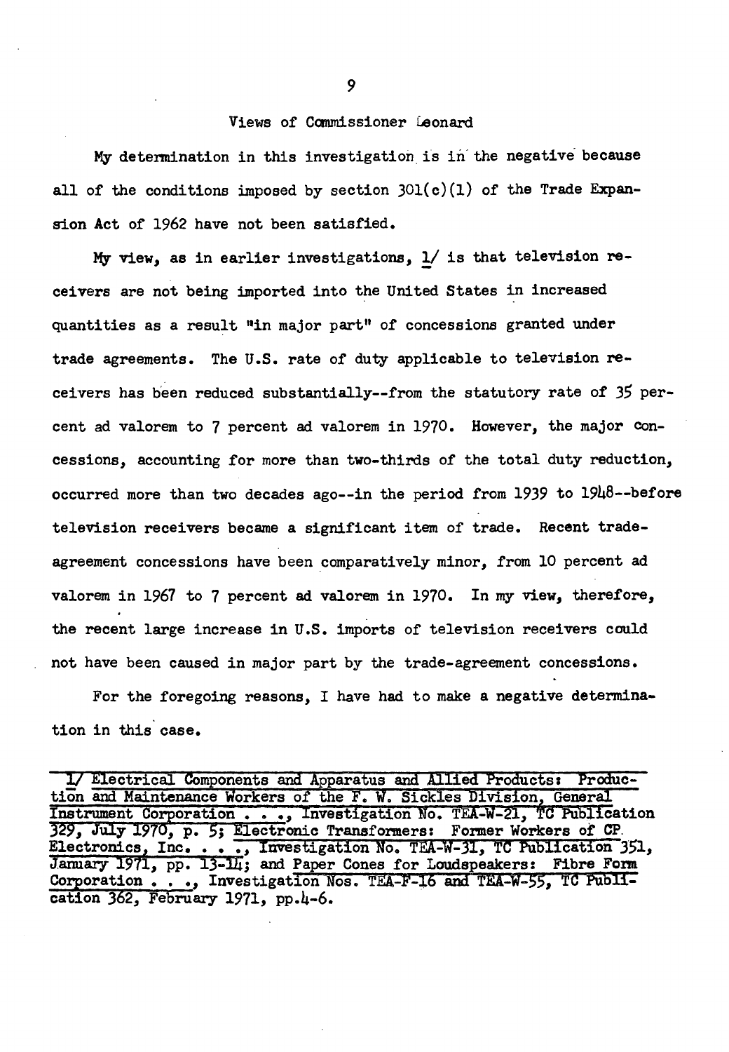## Views of Commissioner Leonard

My determination in this investigation is in the negative because all of the conditions imposed by section 301(c)(1) of the Trade Expansion Act of 1962 have not been satisfied.

My view, as in earlier investigations, [1] is that television receivers are not being imported into the United States in increased quantities as a result "in major part" of concessions granted under trade agreements. The U.S. rate of duty applicable to television receivers has been reduced substantially--from the statutory rate of 35 percent ad valorem to 7 percent ad valorem in 1970. However, the major concessions, accounting for more than two-thirds of the total duty reduction, occurred more than two decades ago--in the period from 1939 to 1948--before television receivers became a significant item of trade. Recent trade-agreement concessions have been comparatively minor, from 10 percent ad valorem in 1967 to 7 percent ad valorem in 1970. In my view, therefore, the recent large increase in U.S. imports of television receivers could not have been caused in major part by the trade-agreement concessions.

For the foregoing reasons, I have had to make a negative determination in this case.

---

1/ Electrical Components and Apparatus and Allied Products: Production and Maintenance Workers of the F. W. Sickles Division, General Instrument Corporation . . ., Investigation No. TEA-W-21, TC Publication 329, July 1970, p. 5; Electronic Transformers: Former Workers of CP Electronics, Inc. . . ., Investigation No. TEA-W-31, TC Publication 351, January 1971, pp. 13-14; and Paper Cones for Loudspeakers: Fibre Form Corporation . . ., Investigation Nos. TEA-F-16 and TEA-W-55, TC Publication 362, February 1971, pp.4-6.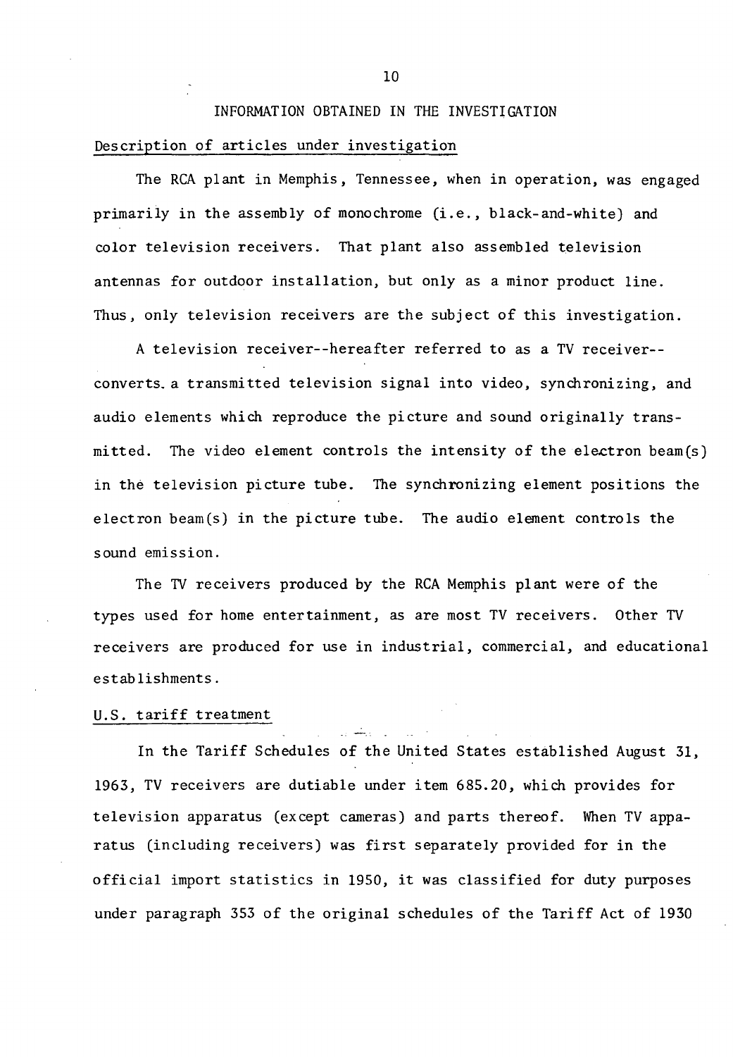## INFORMATION OBTAINED IN THE INVESTIGATION

### Description of articles under investigation

The RCA plant in Memphis, Tennessee, when in operation, was engaged primarily in the assembly of monochrome (i.e., black-and-white) and color television receivers. That plant also assembled television antennas for outdoor installation, but only as a minor product line. Thus, only television receivers are the subject of this investigation.

A television receiver--hereafter referred to as a TV receiver--converts a transmitted television signal into video, synchronizing, and audio elements which reproduce the picture and sound originally transmitted. The video element controls the intensity of the electron beam(s) in the television picture tube. The synchronizing element positions the electron beam(s) in the picture tube. The audio element controls the sound emission.

The TV receivers produced by the RCA Memphis plant were of the types used for home entertainment, as are most TV receivers. Other TV receivers are produced for use in industrial, commercial, and educational establishments.

### U.S. tariff treatment

In the Tariff Schedules of the United States established August 31, 1963, TV receivers are dutiable under item 685.20, which provides for television apparatus (except cameras) and parts thereof. When TV apparatus (including receivers) was first separately provided for in the official import statistics in 1950, it was classified for duty purposes under paragraph 353 of the original schedules of the Tariff Act of 1930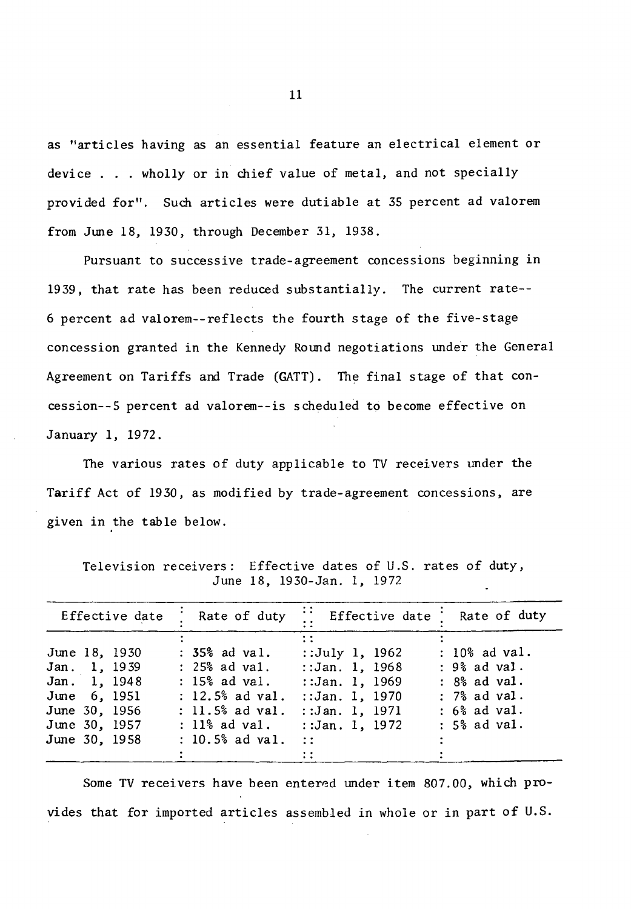as "articles having as an essential feature an electrical element or device . . . wholly or in chief value of metal, and not specially provided for". Such articles were dutiable at 35 percent ad valorem from June 18, 1930, through December 31, 1938.

Pursuant to successive trade-agreement concessions beginning in 1939, that rate has been reduced substantially. The current rate--6 percent ad valorem--reflects the fourth stage of the five-stage concession granted in the Kennedy Round negotiations under the General Agreement on Tariffs and Trade (GATT). The final stage of that concession--5 percent ad valorem--is scheduled to become effective on January 1, 1972.

The various rates of duty applicable to TV receivers under the Tariff Act of 1930, as modified by trade-agreement concessions, are given in the table below.

Television receivers: Effective dates of U.S. rates of duty, June 18, 1930-Jan. 1, 1972

| Effective date | Rate of duty | Effective date | Rate of duty |
|---|---|---|---|
| June 18, 1930 | 35% ad val. | July 1, 1962 | 10% ad val. |
| Jan. 1, 1939 | 25% ad val. | Jan. 1, 1968 | 9% ad val. |
| Jan. 1, 1948 | 15% ad val. | Jan. 1, 1969 | 8% ad val. |
| June 6, 1951 | 12.5% ad val. | Jan. 1, 1970 | 7% ad val. |
| June 30, 1956 | 11.5% ad val. | Jan. 1, 1971 | 6% ad val. |
| June 30, 1957 | 11% ad val. | Jan. 1, 1972 | 5% ad val. |
| June 30, 1958 | 10.5% ad val. | | |

Some TV receivers have been entered under item 807.00, which provides that for imported articles assembled in whole or in part of U.S.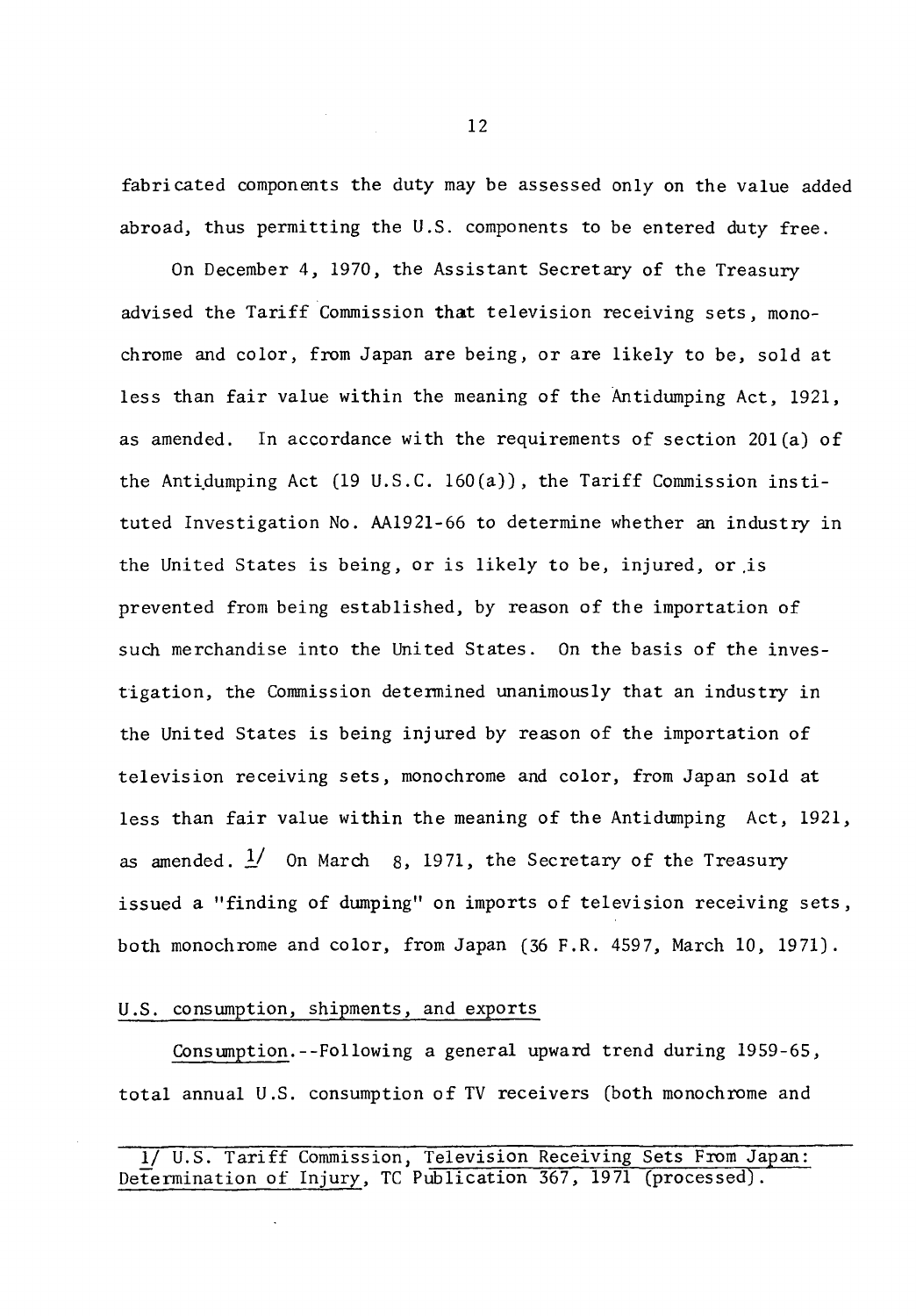fabricated components the duty may be assessed only on the value added abroad, thus permitting the U.S. components to be entered duty free.

On December 4, 1970, the Assistant Secretary of the Treasury advised the Tariff Commission that television receiving sets, monochrome and color, from Japan are being, or are likely to be, sold at less than fair value within the meaning of the Antidumping Act, 1921, as amended. In accordance with the requirements of section 201(a) of the Antidumping Act (19 U.S.C. 160(a)), the Tariff Commission instituted Investigation No. AA1921-66 to determine whether an industry in the United States is being, or is likely to be, injured, or is prevented from being established, by reason of the importation of such merchandise into the United States. On the basis of the investigation, the Commission determined unanimously that an industry in the United States is being injured by reason of the importation of television receiving sets, monochrome and color, from Japan sold at less than fair value within the meaning of the Antidumping Act, 1921, as amended. [1] On March 8, 1971, the Secretary of the Treasury issued a "finding of dumping" on imports of television receiving sets, both monochrome and color, from Japan (36 F.R. 4597, March 10, 1971).

U.S. consumption, shipments, and exports

Consumption.--Following a general upward trend during 1959-65, total annual U.S. consumption of TV receivers (both monochrome and

---

1/ U.S. Tariff Commission, Television Receiving Sets From Japan: Determination of Injury, TC Publication 367, 1971 (processed).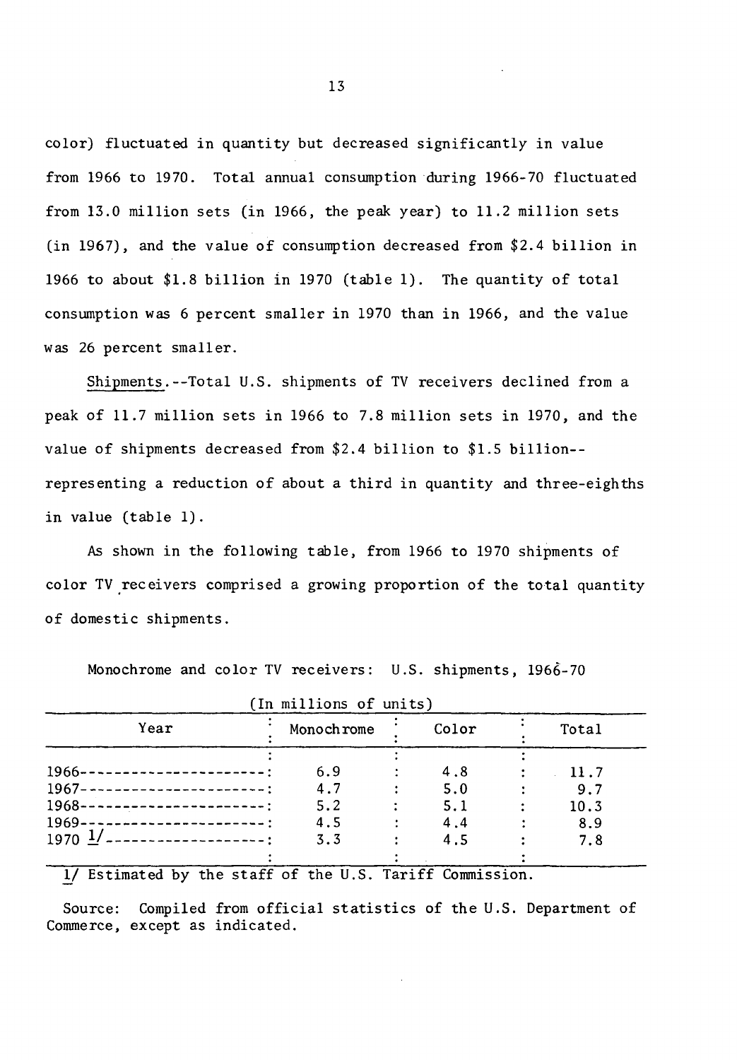color) fluctuated in quantity but decreased significantly in value from 1966 to 1970. Total annual consumption during 1966-70 fluctuated from 13.0 million sets (in 1966, the peak year) to 11.2 million sets (in 1967), and the value of consumption decreased from $2.4 billion in 1966 to about $1.8 billion in 1970 (table 1). The quantity of total consumption was 6 percent smaller in 1970 than in 1966, and the value was 26 percent smaller.

Shipments.--Total U.S. shipments of TV receivers declined from a peak of 11.7 million sets in 1966 to 7.8 million sets in 1970, and the value of shipments decreased from $2.4 billion to $1.5 billion--representing a reduction of about a third in quantity and three-eighths in value (table 1).

As shown in the following table, from 1966 to 1970 shipments of color TV receivers comprised a growing proportion of the total quantity of domestic shipments.

Monochrome and color TV receivers: U.S. shipments, 1966-70

(In millions of units)

| Year | Monochrome | Color | Total |
|---|---|---|---|
| 1966 | 6.9 | 4.8 | 11.7 |
| 1967 | 4.7 | 5.0 | 9.7 |
| 1968 | 5.2 | 5.1 | 10.3 |
| 1969 | 4.5 | 4.4 | 8.9 |
| 1970 1/ | 3.3 | 4.5 | 7.8 |

1/ Estimated by the staff of the U.S. Tariff Commission.

Source: Compiled from official statistics of the U.S. Department of Commerce, except as indicated.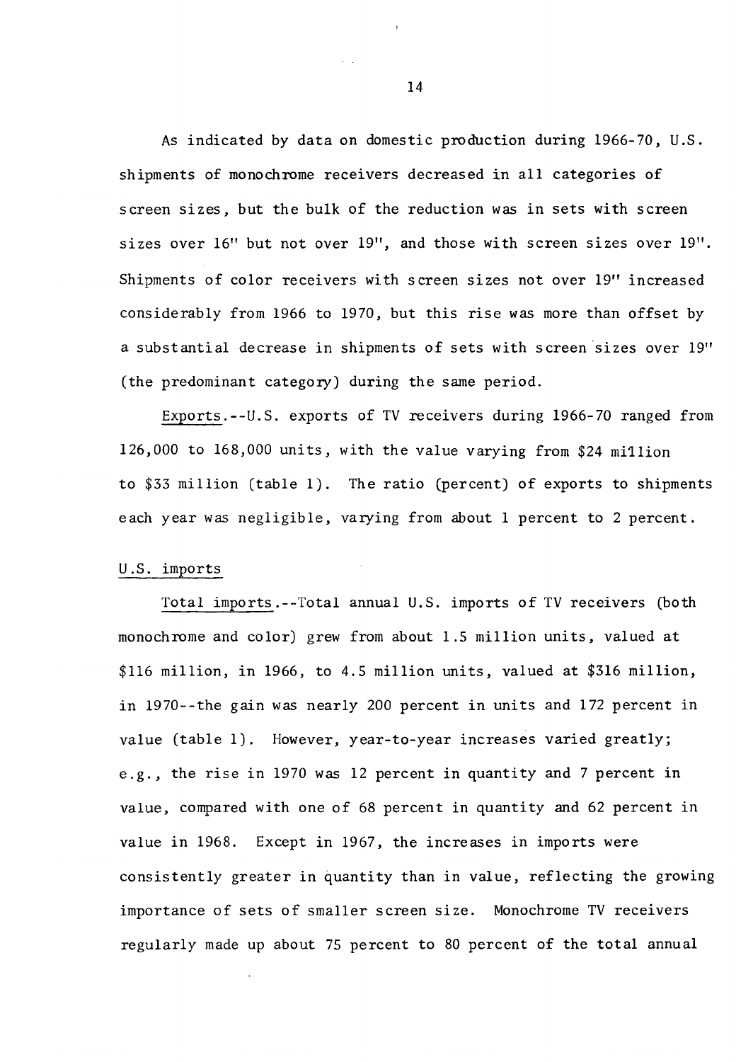As indicated by data on domestic production during 1966-70, U.S. shipments of monochrome receivers decreased in all categories of screen sizes, but the bulk of the reduction was in sets with screen sizes over 16" but not over 19", and those with screen sizes over 19". Shipments of color receivers with screen sizes not over 19" increased considerably from 1966 to 1970, but this rise was more than offset by a substantial decrease in shipments of sets with screen sizes over 19" (the predominant category) during the same period.

Exports.--U.S. exports of TV receivers during 1966-70 ranged from 126,000 to 168,000 units, with the value varying from \$24 million to \$33 million (table 1). The ratio (percent) of exports to shipments each year was negligible, varying from about 1 percent to 2 percent.

U.S. imports

Total imports.--Total annual U.S. imports of TV receivers (both monochrome and color) grew from about 1.5 million units, valued at \$116 million, in 1966, to 4.5 million units, valued at \$316 million, in 1970--the gain was nearly 200 percent in units and 172 percent in value (table 1). However, year-to-year increases varied greatly; e.g., the rise in 1970 was 12 percent in quantity and 7 percent in value, compared with one of 68 percent in quantity and 62 percent in value in 1968. Except in 1967, the increases in imports were consistently greater in quantity than in value, reflecting the growing importance of sets of smaller screen size. Monochrome TV receivers regularly made up about 75 percent to 80 percent of the total annual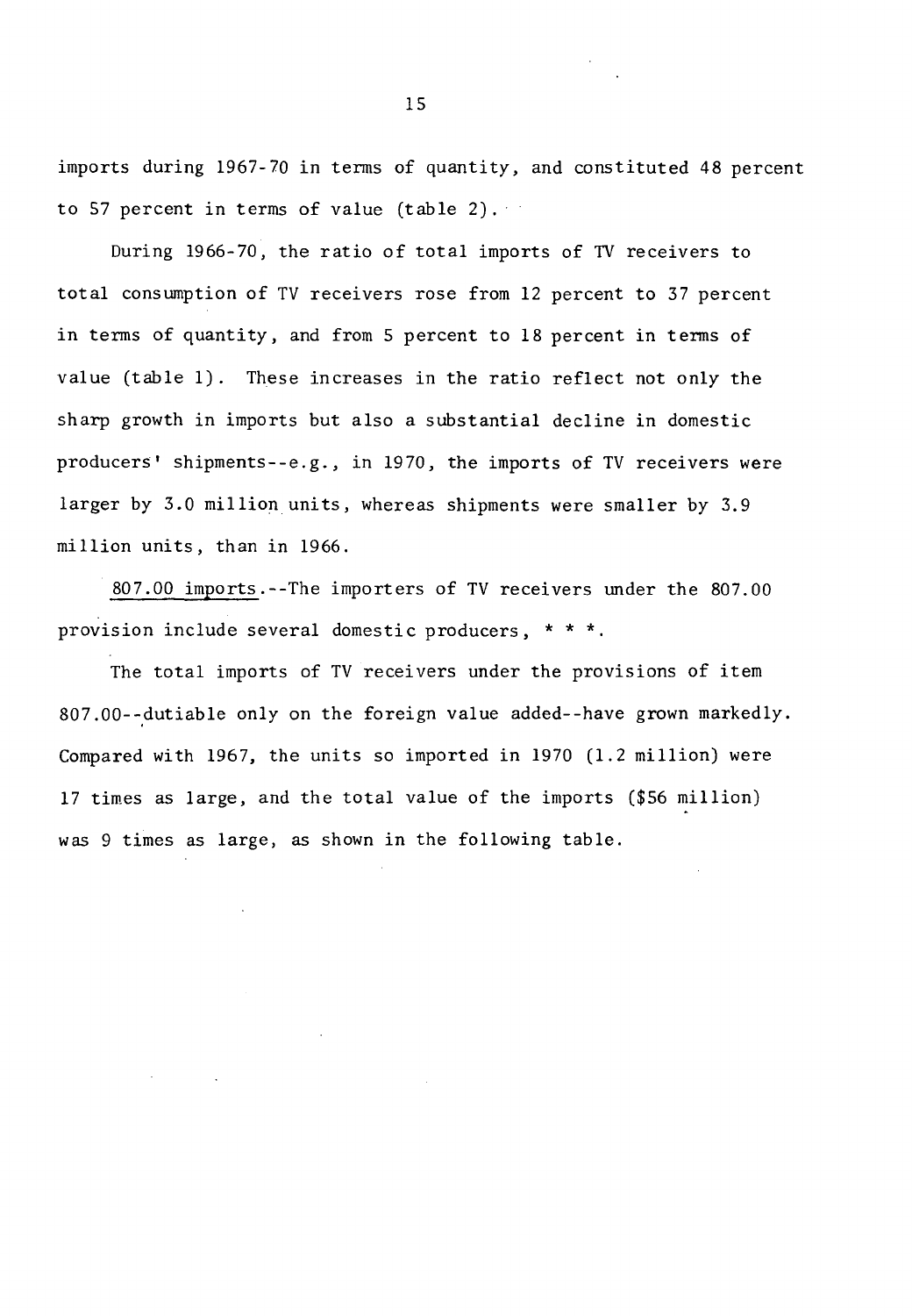imports during 1967-70 in terms of quantity, and constituted 48 percent to 57 percent in terms of value (table 2).

During 1966-70, the ratio of total imports of TV receivers to total consumption of TV receivers rose from 12 percent to 37 percent in terms of quantity, and from 5 percent to 18 percent in terms of value (table 1). These increases in the ratio reflect not only the sharp growth in imports but also a substantial decline in domestic producers' shipments--e.g., in 1970, the imports of TV receivers were larger by 3.0 million units, whereas shipments were smaller by 3.9 million units, than in 1966.

<u>807.00 imports</u>.--The importers of TV receivers under the 807.00 provision include several domestic producers, * * *.

The total imports of TV receivers under the provisions of item 807.00--dutiable only on the foreign value added--have grown markedly. Compared with 1967, the units so imported in 1970 (1.2 million) were 17 times as large, and the total value of the imports ($56 million) was 9 times as large, as shown in the following table.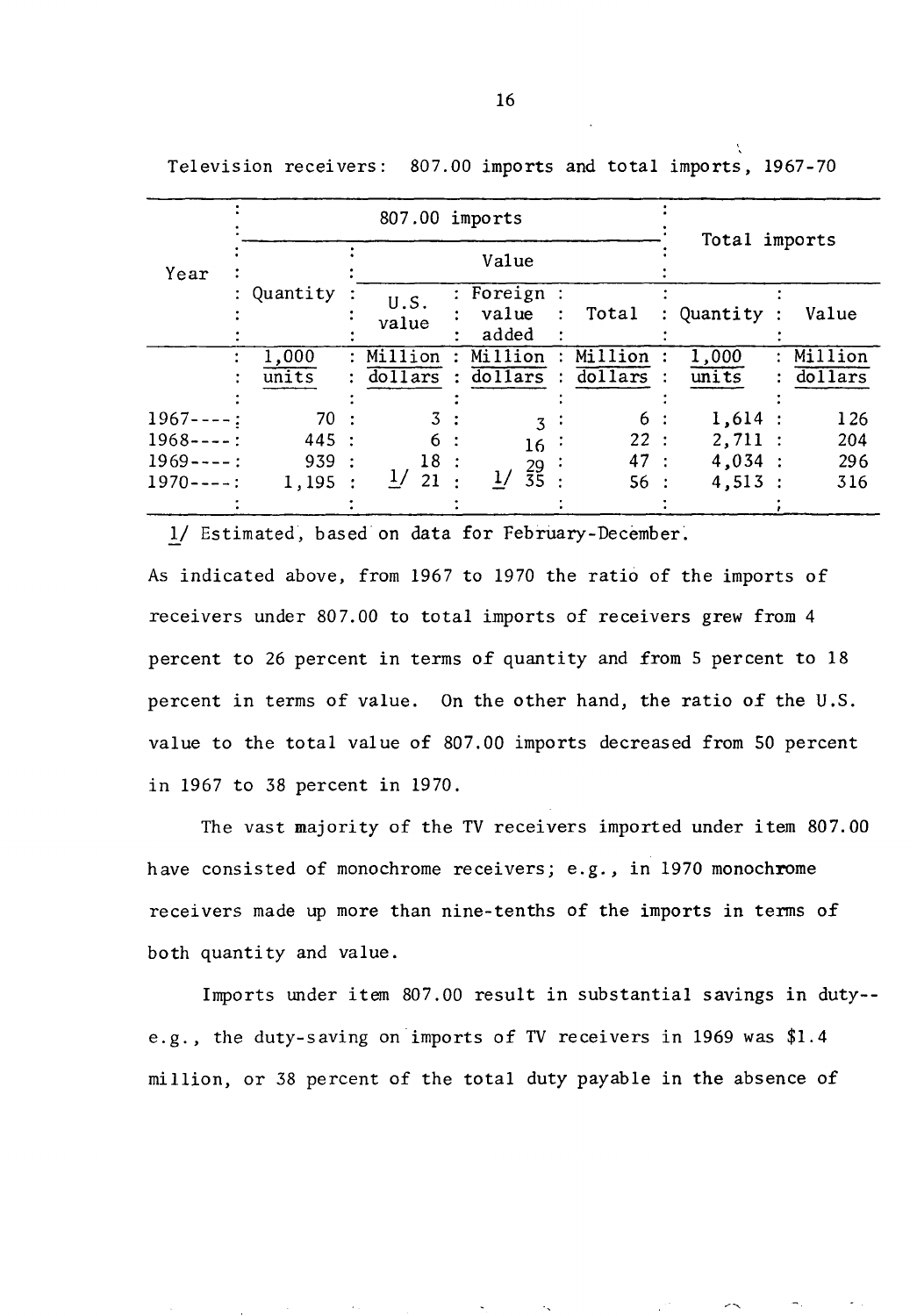Television receivers: 807.00 imports and total imports, 1967-70

| Year | 807.00 imports | | | | Total imports | |
|---|---|---|---|---|---|---|
| | Quantity | Value | | | Quantity | Value |
| | | U.S. value | Foreign value added | Total | | |
| | 1,000 units | Million dollars | Million dollars | Million dollars | 1,000 units | Million dollars |
| 1967---- | 70 | 3 | 3 | 6 | 1,614 | 126 |
| 1968---- | 445 | 6 | 16 | 22 | 2,711 | 204 |
| 1969---- | 939 | 18 | 29 | 47 | 4,034 | 296 |
| 1970---- | 1,195 | 1/ 21 | 1/ 35 | 56 | 4,513 | 316 |

1/ Estimated, based on data for February-December.

As indicated above, from 1967 to 1970 the ratio of the imports of receivers under 807.00 to total imports of receivers grew from 4 percent to 26 percent in terms of quantity and from 5 percent to 18 percent in terms of value. On the other hand, the ratio of the U.S. value to the total value of 807.00 imports decreased from 50 percent in 1967 to 38 percent in 1970.

The vast majority of the TV receivers imported under item 807.00 have consisted of monochrome receivers; e.g., in 1970 monochrome receivers made up more than nine-tenths of the imports in terms of both quantity and value.

Imports under item 807.00 result in substantial savings in duty--e.g., the duty-saving on imports of TV receivers in 1969 was $1.4 million, or 38 percent of the total duty payable in the absence of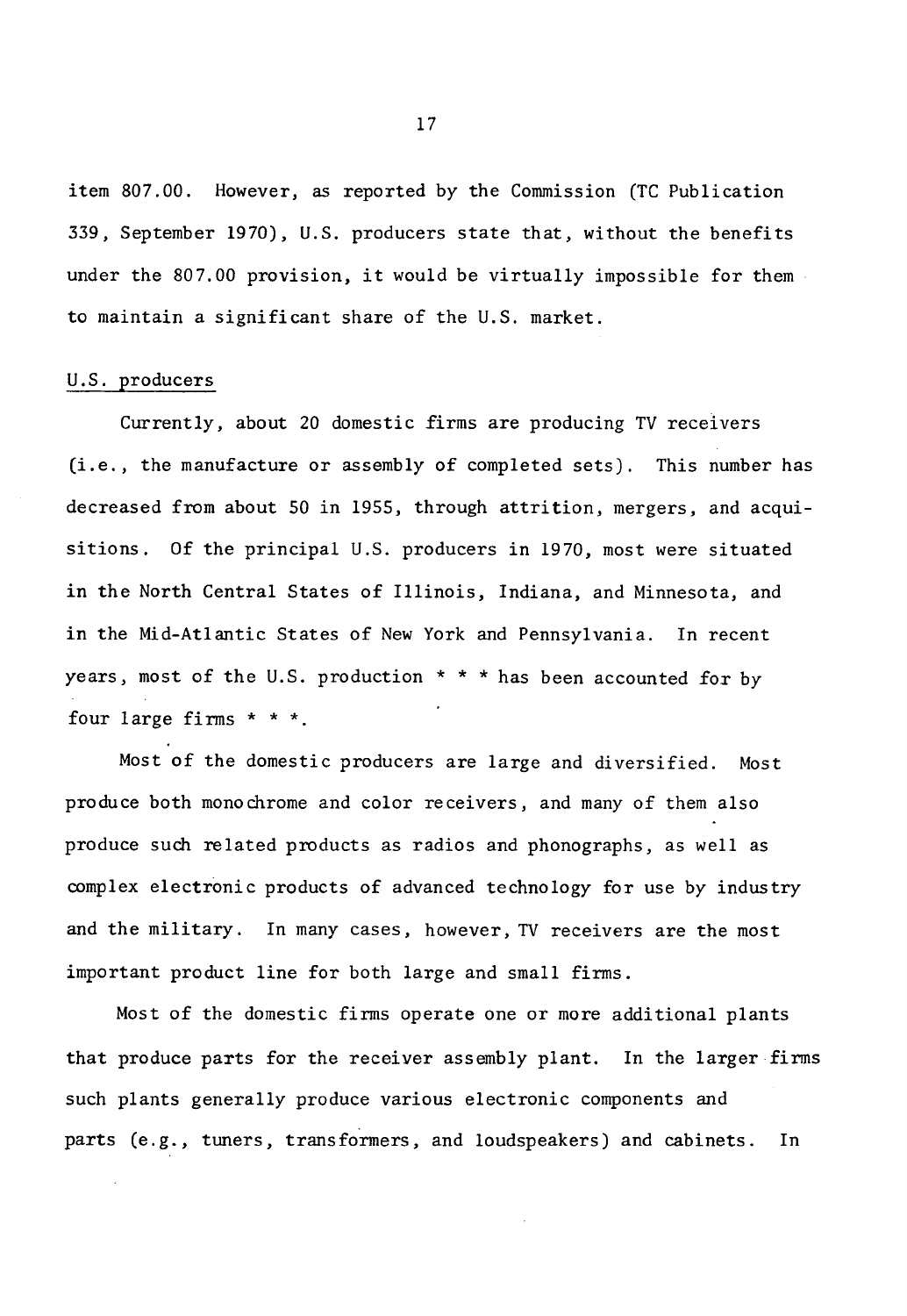item 807.00. However, as reported by the Commission (TC Publication 339, September 1970), U.S. producers state that, without the benefits under the 807.00 provision, it would be virtually impossible for them to maintain a significant share of the U.S. market.

U.S. producers

Currently, about 20 domestic firms are producing TV receivers (i.e., the manufacture or assembly of completed sets). This number has decreased from about 50 in 1955, through attrition, mergers, and acquisitions. Of the principal U.S. producers in 1970, most were situated in the North Central States of Illinois, Indiana, and Minnesota, and in the Mid-Atlantic States of New York and Pennsylvania. In recent years, most of the U.S. production * * * has been accounted for by four large firms * * *.

Most of the domestic producers are large and diversified. Most produce both monochrome and color receivers, and many of them also produce such related products as radios and phonographs, as well as complex electronic products of advanced technology for use by industry and the military. In many cases, however, TV receivers are the most important product line for both large and small firms.

Most of the domestic firms operate one or more additional plants that produce parts for the receiver assembly plant. In the larger firms such plants generally produce various electronic components and parts (e.g., tuners, transformers, and loudspeakers) and cabinets. In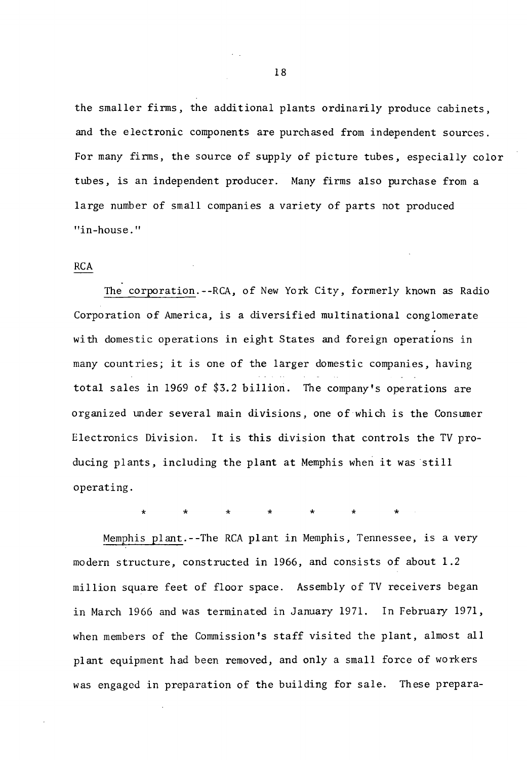the smaller firms, the additional plants ordinarily produce cabinets, and the electronic components are purchased from independent sources. For many firms, the source of supply of picture tubes, especially color tubes, is an independent producer. Many firms also purchase from a large number of small companies a variety of parts not produced "in-house."

## RCA

The corporation.--RCA, of New York City, formerly known as Radio Corporation of America, is a diversified multinational conglomerate with domestic operations in eight States and foreign operations in many countries; it is one of the larger domestic companies, having total sales in 1969 of $3.2 billion. The company's operations are organized under several main divisions, one of which is the Consumer Electronics Division. It is this division that controls the TV producing plants, including the plant at Memphis when it was still operating.

\* \* \* \* \* \* \*

Memphis plant.--The RCA plant in Memphis, Tennessee, is a very modern structure, constructed in 1966, and consists of about 1.2 million square feet of floor space. Assembly of TV receivers began in March 1966 and was terminated in January 1971. In February 1971, when members of the Commission's staff visited the plant, almost all plant equipment had been removed, and only a small force of workers was engaged in preparation of the building for sale. These prepara-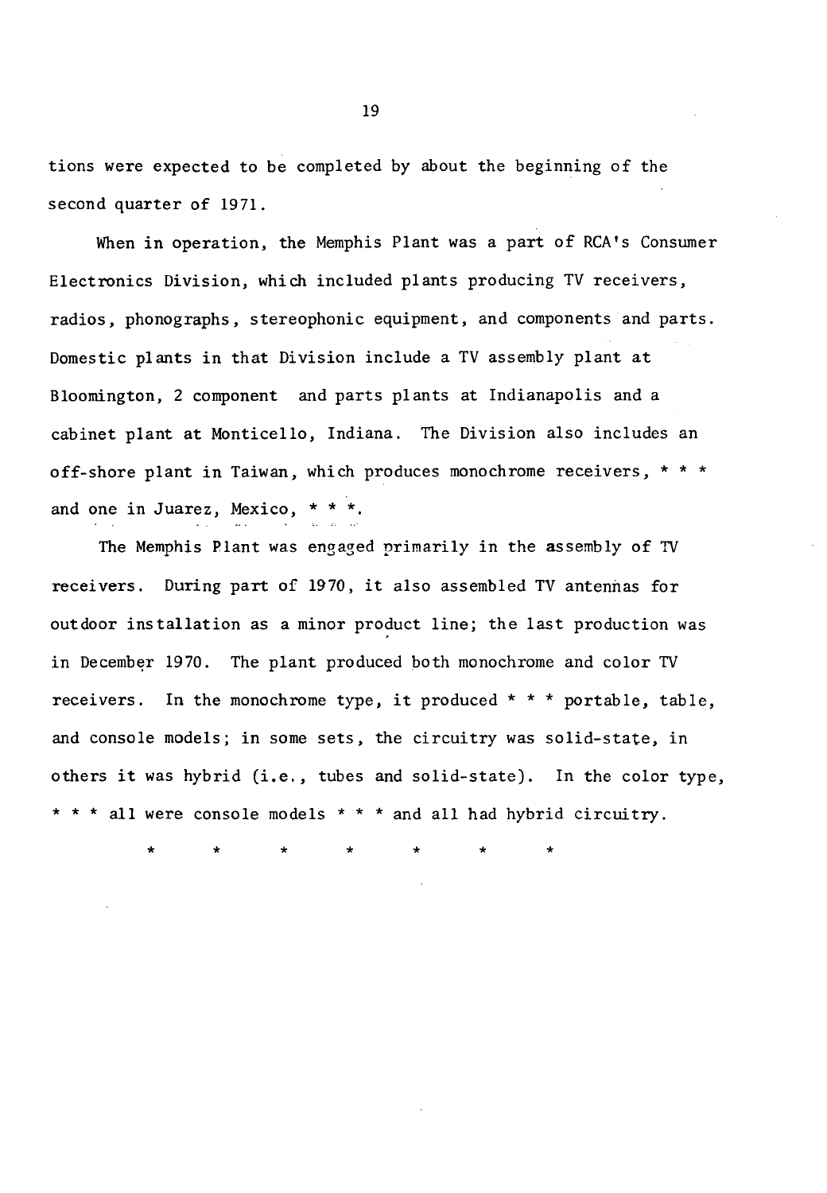tions were expected to be completed by about the beginning of the second quarter of 1971.

When in operation, the Memphis Plant was a part of RCA's Consumer Electronics Division, which included plants producing TV receivers, radios, phonographs, stereophonic equipment, and components and parts. Domestic plants in that Division include a TV assembly plant at Bloomington, 2 component and parts plants at Indianapolis and a cabinet plant at Monticello, Indiana. The Division also includes an off-shore plant in Taiwan, which produces monochrome receivers, * * * and one in Juarez, Mexico, * * *.

The Memphis Plant was engaged primarily in the assembly of TV receivers. During part of 1970, it also assembled TV antennas for outdoor installation as a minor product line; the last production was in December 1970. The plant produced both monochrome and color TV receivers. In the monochrome type, it produced * * * portable, table, and console models; in some sets, the circuitry was solid-state, in others it was hybrid (i.e., tubes and solid-state). In the color type, * * * all were console models * * * and all had hybrid circuitry.

\* \* \* \* \* \* \*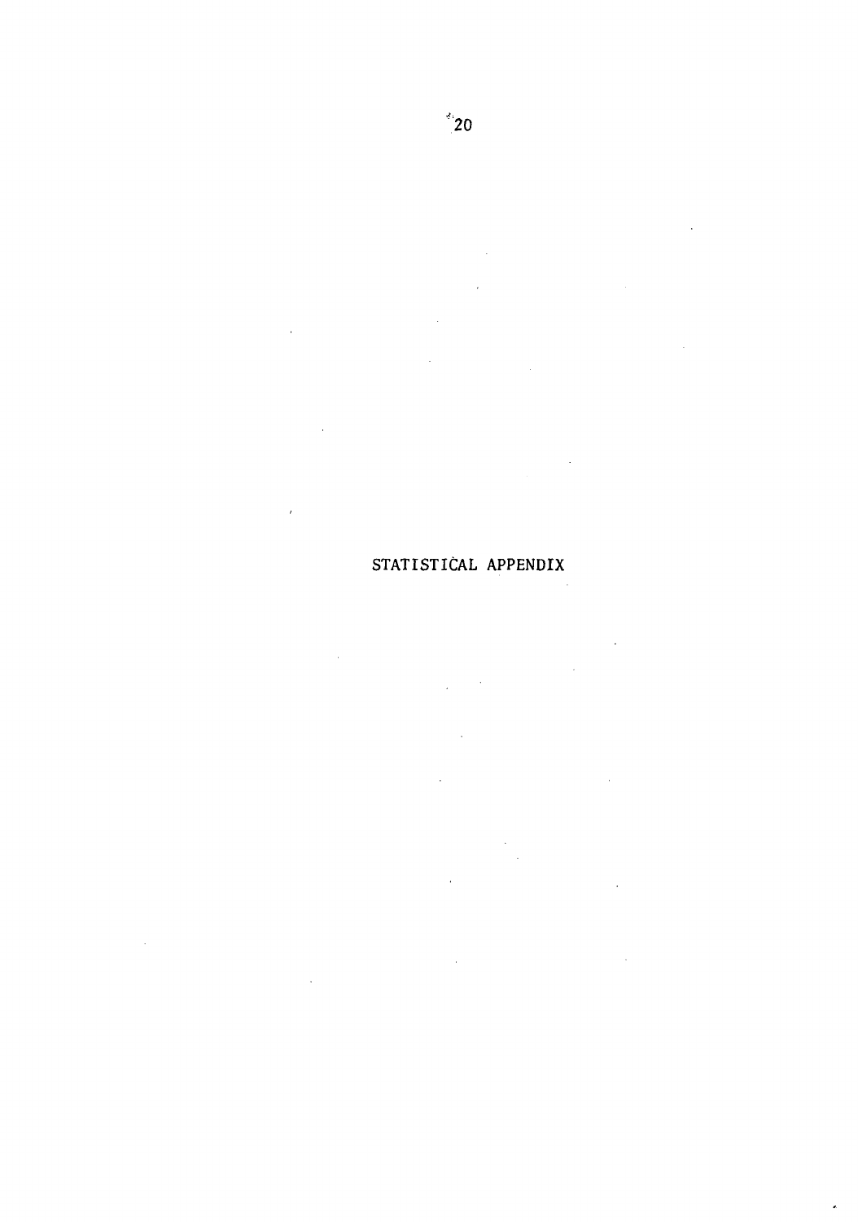# STATISTICAL APPENDIX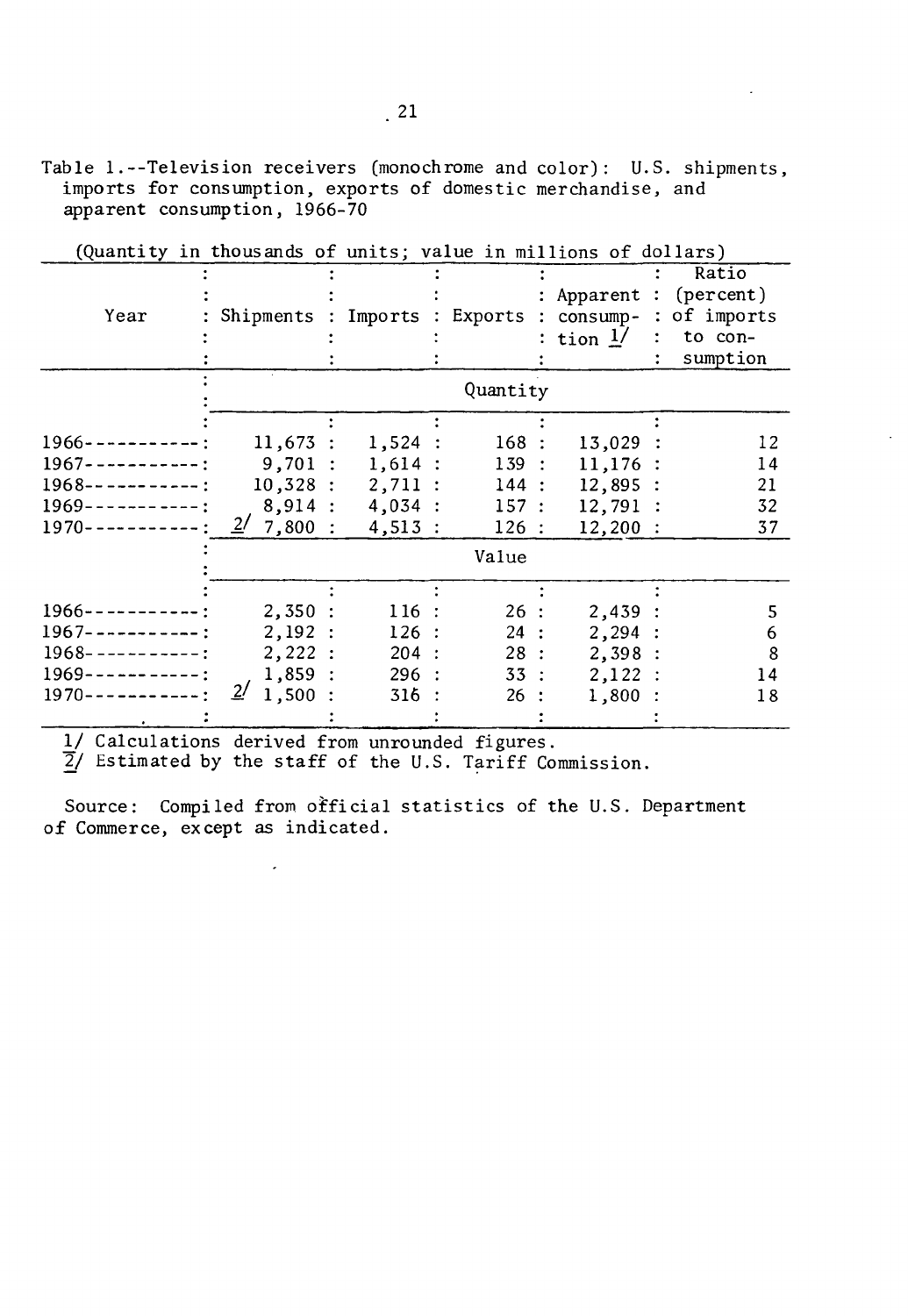Table 1.--Television receivers (monochrome and color): U.S. shipments, imports for consumption, exports of domestic merchandise, and apparent consumption, 1966-70

(Quantity in thousands of units; value in millions of dollars)

| Year | Shipments | Imports | Exports | Apparent consumption 1/ | Ratio (percent) of imports to consumption |
|---|---|---|---|---|---|
| | | | Quantity | | |
| 1966 | 11,673 | 1,524 | 168 | 13,029 | 12 |
| 1967 | 9,701 | 1,614 | 139 | 11,176 | 14 |
| 1968 | 10,328 | 2,711 | 144 | 12,895 | 21 |
| 1969 | 8,914 | 4,034 | 157 | 12,791 | 32 |
| 1970 | 2/ 7,800 | 4,513 | 126 | 12,200 | 37 |
| | | | Value | | |
| 1966 | 2,350 | 116 | 26 | 2,439 | 5 |
| 1967 | 2,192 | 126 | 24 | 2,294 | 6 |
| 1968 | 2,222 | 204 | 28 | 2,398 | 8 |
| 1969 | 1,859 | 296 | 33 | 2,122 | 14 |
| 1970 | 2/ 1,500 | 316 | 26 | 1,800 | 18 |

1/ Calculations derived from unrounded figures.
2/ Estimated by the staff of the U.S. Tariff Commission.

Source: Compiled from official statistics of the U.S. Department of Commerce, except as indicated.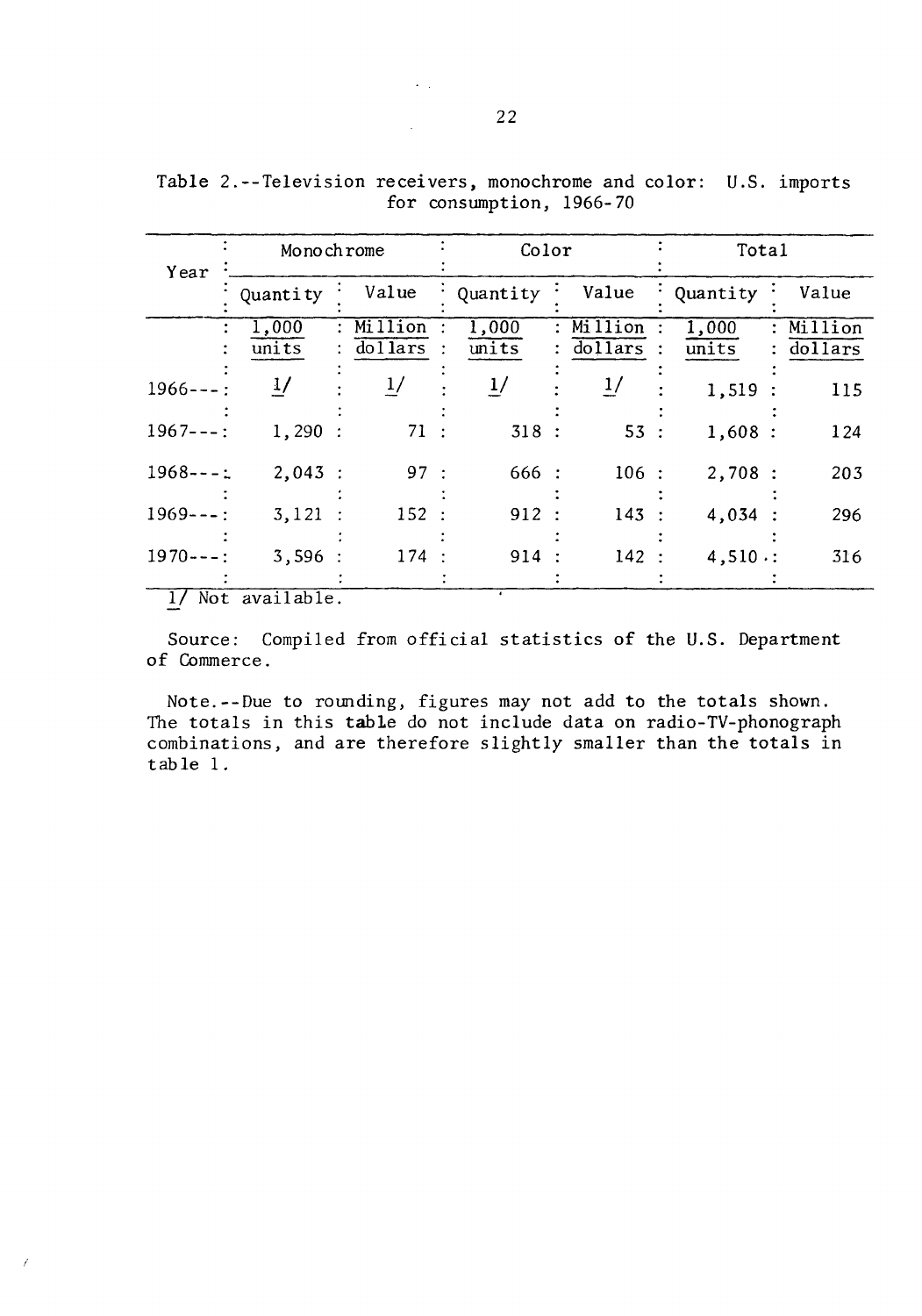Table 2.--Television receivers, monochrome and color: U.S. imports for consumption, 1966-70

| Year | Monochrome | | Color | | Total | |
|---|---|---|---|---|---|---|
| | Quantity | Value | Quantity | Value | Quantity | Value |
| | 1,000 units | Million dollars | 1,000 units | Million dollars | 1,000 units | Million dollars |
| 1966--- | 1/ | 1/ | 1/ | 1/ | 1,519 | 115 |
| 1967--- | 1,290 | 71 | 318 | 53 | 1,608 | 124 |
| 1968--- | 2,043 | 97 | 666 | 106 | 2,708 | 203 |
| 1969--- | 3,121 | 152 | 912 | 143 | 4,034 | 296 |
| 1970--- | 3,596 | 174 | 914 | 142 | 4,510 | 316 |

1/ Not available.

Source: Compiled from official statistics of the U.S. Department of Commerce.

Note.--Due to rounding, figures may not add to the totals shown. The totals in this table do not include data on radio-TV-phonograph combinations, and are therefore slightly smaller than the totals in table 1.